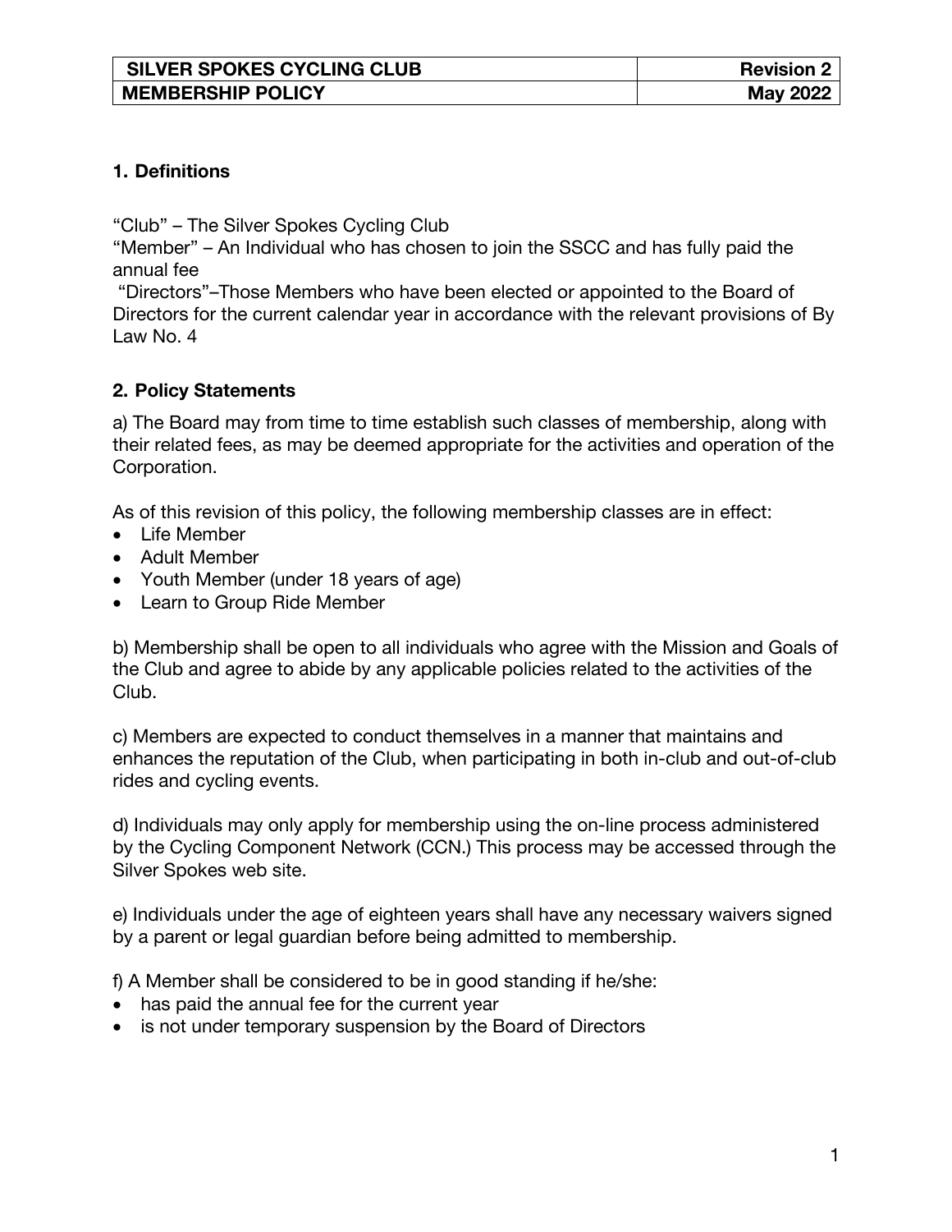| SILVER SPOKES CYCLING CLUB | Revision 2 |
| --- | --- |
| MEMBERSHIP POLICY | May 2022 |

## 1. Definitions

"Club" – The Silver Spokes Cycling Club
"Member" – An Individual who has chosen to join the SSCC and has fully paid the annual fee
"Directors"–Those Members who have been elected or appointed to the Board of Directors for the current calendar year in accordance with the relevant provisions of By Law No. 4

## 2. Policy Statements

a) The Board may from time to time establish such classes of membership, along with their related fees, as may be deemed appropriate for the activities and operation of the Corporation.

As of this revision of this policy, the following membership classes are in effect:

- Life Member
- Adult Member
- Youth Member (under 18 years of age)
- Learn to Group Ride Member

b) Membership shall be open to all individuals who agree with the Mission and Goals of the Club and agree to abide by any applicable policies related to the activities of the Club.

c) Members are expected to conduct themselves in a manner that maintains and enhances the reputation of the Club, when participating in both in-club and out-of-club rides and cycling events.

d) Individuals may only apply for membership using the on-line process administered by the Cycling Component Network (CCN.) This process may be accessed through the Silver Spokes web site.

e) Individuals under the age of eighteen years shall have any necessary waivers signed by a parent or legal guardian before being admitted to membership.

f) A Member shall be considered to be in good standing if he/she:

- has paid the annual fee for the current year
- is not under temporary suspension by the Board of Directors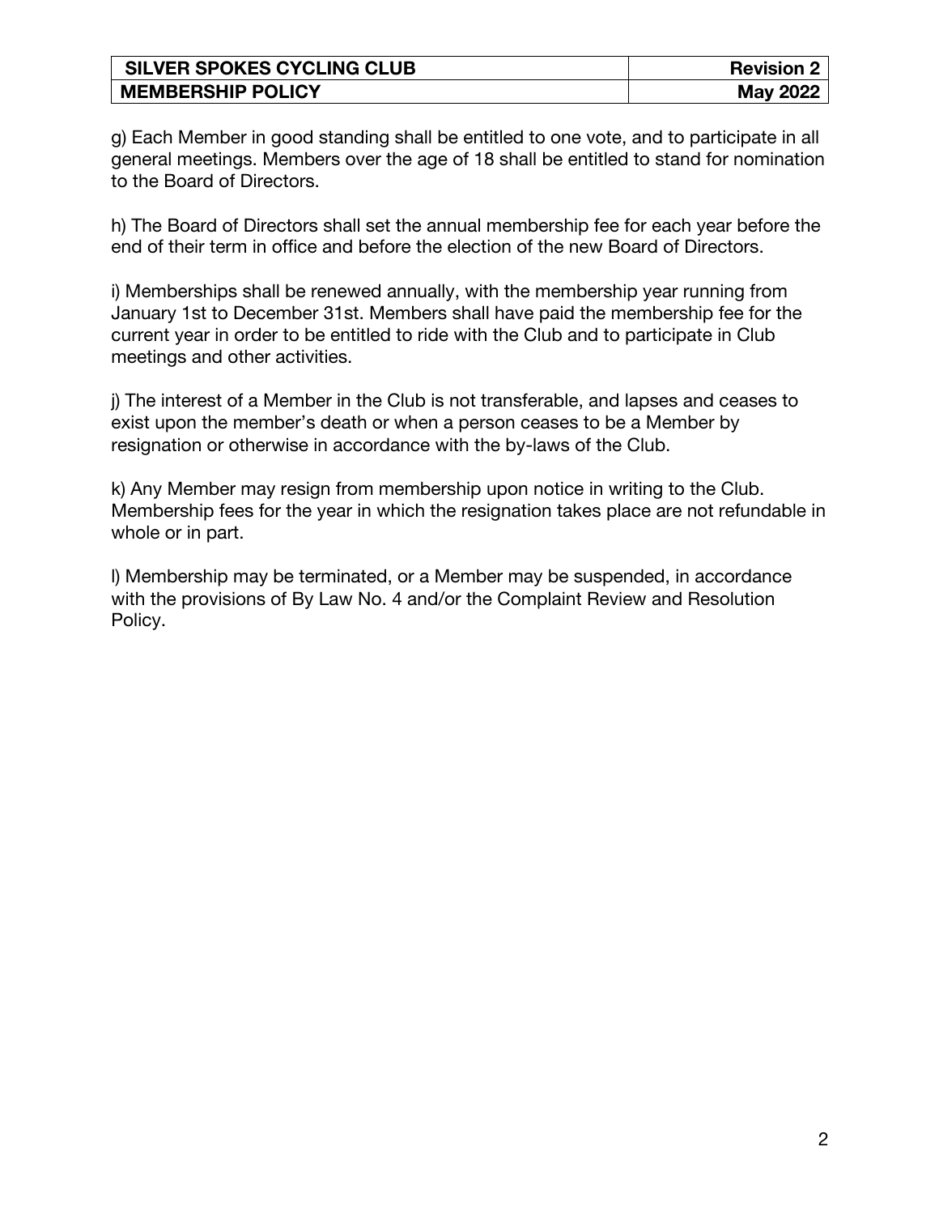g) Each Member in good standing shall be entitled to one vote, and to participate in all general meetings. Members over the age of 18 shall be entitled to stand for nomination to the Board of Directors.

h) The Board of Directors shall set the annual membership fee for each year before the end of their term in office and before the election of the new Board of Directors.

i) Memberships shall be renewed annually, with the membership year running from January 1st to December 31st. Members shall have paid the membership fee for the current year in order to be entitled to ride with the Club and to participate in Club meetings and other activities.

j) The interest of a Member in the Club is not transferable, and lapses and ceases to exist upon the member's death or when a person ceases to be a Member by resignation or otherwise in accordance with the by-laws of the Club.

k) Any Member may resign from membership upon notice in writing to the Club. Membership fees for the year in which the resignation takes place are not refundable in whole or in part.

l) Membership may be terminated, or a Member may be suspended, in accordance with the provisions of By Law No. 4 and/or the Complaint Review and Resolution Policy.